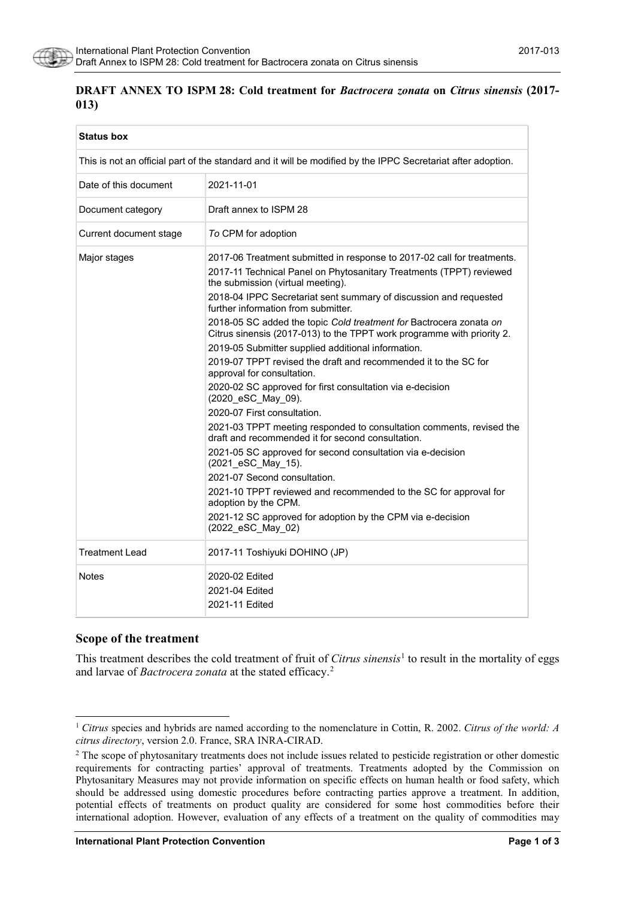# DRAFT ANNEX TO ISPM 28: Cold treatment for *Bactrocera zonata* on *Citrus sinensis* (2017-013)

| Status box | |
|---|---|
| This is not an official part of the standard and it will be modified by the IPPC Secretariat after adoption. | |
| Date of this document | 2021-11-01 |
| Document category | Draft annex to ISPM 28 |
| Current document stage | *To* CPM for adoption |
| Major stages | 2017-06 Treatment submitted in response to 2017-02 call for treatments.<br>2017-11 Technical Panel on Phytosanitary Treatments (TPPT) reviewed the submission (virtual meeting).<br>2018-04 IPPC Secretariat sent summary of discussion and requested further information from submitter.<br>2018-05 SC added the topic *Cold treatment for* Bactrocera zonata *on* Citrus sinensis (2017-013) to the TPPT work programme with priority 2.<br>2019-05 Submitter supplied additional information.<br>2019-07 TPPT revised the draft and recommended it to the SC for approval for consultation.<br>2020-02 SC approved for first consultation via e-decision (2020_eSC_May_09).<br>2020-07 First consultation.<br>2021-03 TPPT meeting responded to consultation comments, revised the draft and recommended it for second consultation.<br>2021-05 SC approved for second consultation via e-decision (2021_eSC_May_15).<br>2021-07 Second consultation.<br>2021-10 TPPT reviewed and recommended to the SC for approval for adoption by the CPM.<br>2021-12 SC approved for adoption by the CPM via e-decision (2022_eSC_May_02) |
| Treatment Lead | 2017-11 Toshiyuki DOHINO (JP) |
| Notes | 2020-02 Edited<br>2021-04 Edited<br>2021-11 Edited |

## Scope of the treatment

This treatment describes the cold treatment of fruit of *Citrus sinensis*[1] to result in the mortality of eggs and larvae of *Bactrocera zonata* at the stated efficacy.[2]

---

[1] *Citrus* species and hybrids are named according to the nomenclature in Cottin, R. 2002. *Citrus of the world: A citrus directory*, version 2.0. France, SRA INRA-CIRAD.

[2] The scope of phytosanitary treatments does not include issues related to pesticide registration or other domestic requirements for contracting parties' approval of treatments. Treatments adopted by the Commission on Phytosanitary Measures may not provide information on specific effects on human health or food safety, which should be addressed using domestic procedures before contracting parties approve a treatment. In addition, potential effects of treatments on product quality are considered for some host commodities before their international adoption. However, evaluation of any effects of a treatment on the quality of commodities may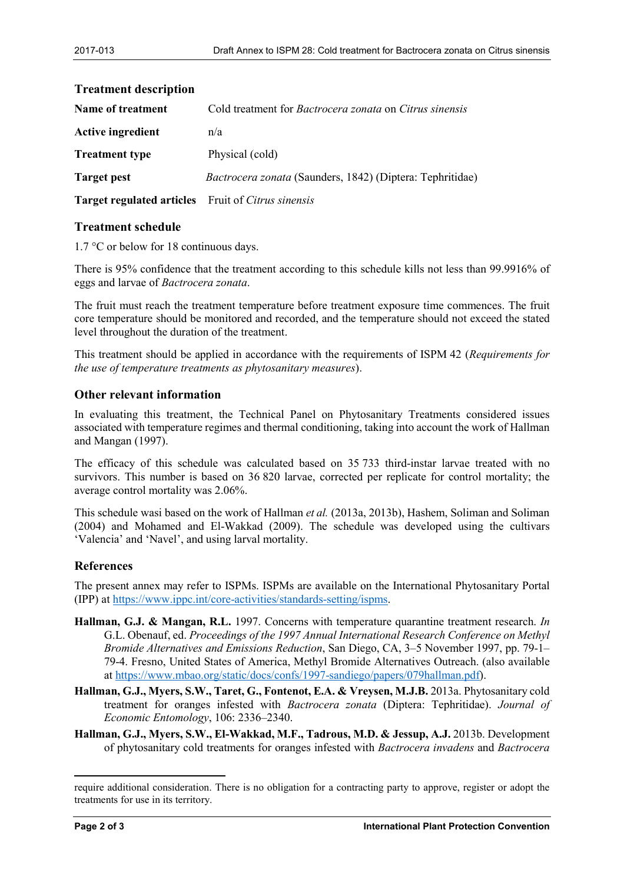## Treatment description

| | |
|---|---|
| **Name of treatment** | Cold treatment for *Bactrocera zonata* on *Citrus sinensis* |
| **Active ingredient** | n/a |
| **Treatment type** | Physical (cold) |
| **Target pest** | *Bactrocera zonata* (Saunders, 1842) (Diptera: Tephritidae) |
| **Target regulated articles** | Fruit of *Citrus sinensis* |

## Treatment schedule

1.7 °C or below for 18 continuous days.

There is 95% confidence that the treatment according to this schedule kills not less than 99.9916% of eggs and larvae of *Bactrocera zonata*.

The fruit must reach the treatment temperature before treatment exposure time commences. The fruit core temperature should be monitored and recorded, and the temperature should not exceed the stated level throughout the duration of the treatment.

This treatment should be applied in accordance with the requirements of ISPM 42 (*Requirements for the use of temperature treatments as phytosanitary measures*).

## Other relevant information

In evaluating this treatment, the Technical Panel on Phytosanitary Treatments considered issues associated with temperature regimes and thermal conditioning, taking into account the work of Hallman and Mangan (1997).

The efficacy of this schedule was calculated based on 35 733 third-instar larvae treated with no survivors. This number is based on 36 820 larvae, corrected per replicate for control mortality; the average control mortality was 2.06%.

This schedule wasi based on the work of Hallman *et al.* (2013a, 2013b), Hashem, Soliman and Soliman (2004) and Mohamed and El-Wakkad (2009). The schedule was developed using the cultivars 'Valencia' and 'Navel', and using larval mortality.

## References

The present annex may refer to ISPMs. ISPMs are available on the International Phytosanitary Portal (IPP) at https://www.ippc.int/core-activities/standards-setting/ispms.

**Hallman, G.J. & Mangan, R.L.** 1997. Concerns with temperature quarantine treatment research. *In* G.L. Obenauf, ed. *Proceedings of the 1997 Annual International Research Conference on Methyl Bromide Alternatives and Emissions Reduction*, San Diego, CA, 3–5 November 1997, pp. 79-1–79-4. Fresno, United States of America, Methyl Bromide Alternatives Outreach. (also available at https://www.mbao.org/static/docs/confs/1997-sandiego/papers/079hallman.pdf).

**Hallman, G.J., Myers, S.W., Taret, G., Fontenot, E.A. & Vreysen, M.J.B.** 2013a. Phytosanitary cold treatment for oranges infested with *Bactrocera zonata* (Diptera: Tephritidae). *Journal of Economic Entomology*, 106: 2336–2340.

**Hallman, G.J., Myers, S.W., El-Wakkad, M.F., Tadrous, M.D. & Jessup, A.J.** 2013b. Development of phytosanitary cold treatments for oranges infested with *Bactrocera invadens* and *Bactrocera*

require additional consideration. There is no obligation for a contracting party to approve, register or adopt the treatments for use in its territory.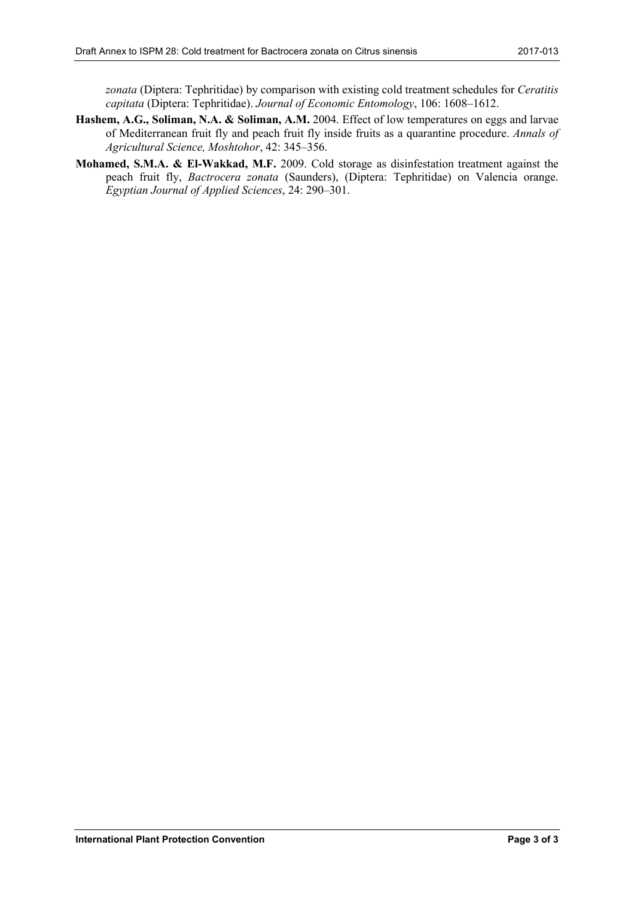*zonata* (Diptera: Tephritidae) by comparison with existing cold treatment schedules for *Ceratitis capitata* (Diptera: Tephritidae). *Journal of Economic Entomology*, 106: 1608–1612.

**Hashem, A.G., Soliman, N.A. & Soliman, A.M.** 2004. Effect of low temperatures on eggs and larvae of Mediterranean fruit fly and peach fruit fly inside fruits as a quarantine procedure. *Annals of Agricultural Science, Moshtohor*, 42: 345–356.

**Mohamed, S.M.A. & El-Wakkad, M.F.** 2009. Cold storage as disinfestation treatment against the peach fruit fly, *Bactrocera zonata* (Saunders), (Diptera: Tephritidae) on Valencia orange. *Egyptian Journal of Applied Sciences*, 24: 290–301.